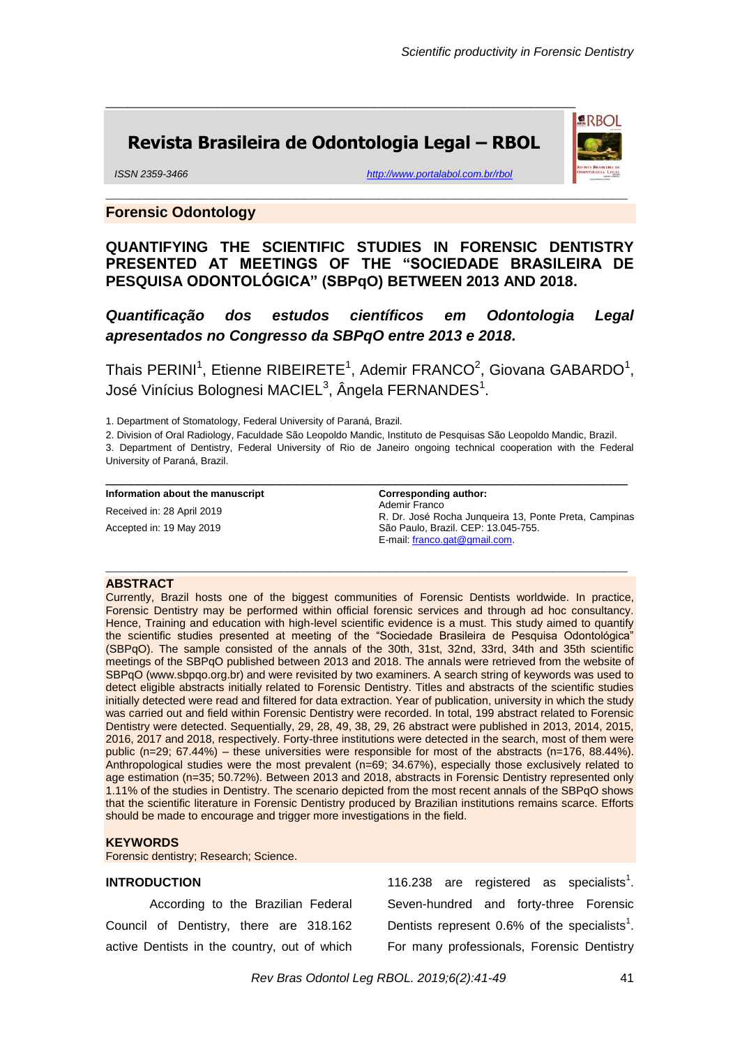# Revista Brasileira de Odontologia Legal – RBOL

ISSN 2359-3466

http://www.portalabol.com.br/rbol

## Forensic Odontology

# QUANTIFYING THE SCIENTIFIC STUDIES IN FORENSIC DENTISTRY PRESENTED AT MEETINGS OF THE "SOCIEDADE BRASILEIRA DE PESQUISA ODONTOLÓGICA" (SBPqO) BETWEEN 2013 AND 2018.

***Quantificação dos estudos científicos em Odontologia Legal apresentados no Congresso da SBPqO entre 2013 e 2018.***

Thais PERINI[1], Etienne RIBEIRETE[1], Ademir FRANCO[2], Giovana GABARDO[1], José Vinícius Bolognesi MACIEL[3], Ângela FERNANDES[1].

1. Department of Stomatology, Federal University of Paraná, Brazil.
2. Division of Oral Radiology, Faculdade São Leopoldo Mandic, Instituto de Pesquisas São Leopoldo Mandic, Brazil.
3. Department of Dentistry, Federal University of Rio de Janeiro ongoing technical cooperation with the Federal University of Paraná, Brazil.

**Information about the manuscript**

Received in: 28 April 2019

Accepted in: 19 May 2019

**Corresponding author:**
Ademir Franco
R. Dr. José Rocha Junqueira 13, Ponte Preta, Campinas São Paulo, Brazil. CEP: 13.045-755.
E-mail: franco.gat@gmail.com.

## ABSTRACT

Currently, Brazil hosts one of the biggest communities of Forensic Dentists worldwide. In practice, Forensic Dentistry may be performed within official forensic services and through ad hoc consultancy. Hence, Training and education with high-level scientific evidence is a must. This study aimed to quantify the scientific studies presented at meeting of the "Sociedade Brasileira de Pesquisa Odontológica" (SBPqO). The sample consisted of the annals of the 30th, 31st, 32nd, 33rd, 34th and 35th scientific meetings of the SBPqO published between 2013 and 2018. The annals were retrieved from the website of SBPqO (www.sbpqo.org.br) and were revisited by two examiners. A search string of keywords was used to detect eligible abstracts initially related to Forensic Dentistry. Titles and abstracts of the scientific studies initially detected were read and filtered for data extraction. Year of publication, university in which the study was carried out and field within Forensic Dentistry were recorded. In total, 199 abstract related to Forensic Dentistry were detected. Sequentially, 29, 28, 49, 38, 29, 26 abstract were published in 2013, 2014, 2015, 2016, 2017 and 2018, respectively. Forty-three institutions were detected in the search, most of them were public (n=29; 67.44%) – these universities were responsible for most of the abstracts (n=176, 88.44%). Anthropological studies were the most prevalent (n=69; 34.67%), especially those exclusively related to age estimation (n=35; 50.72%). Between 2013 and 2018, abstracts in Forensic Dentistry represented only 1.11% of the studies in Dentistry. The scenario depicted from the most recent annals of the SBPqO shows that the scientific literature in Forensic Dentistry produced by Brazilian institutions remains scarce. Efforts should be made to encourage and trigger more investigations in the field.

## KEYWORDS

Forensic dentistry; Research; Science.

## INTRODUCTION

According to the Brazilian Federal Council of Dentistry, there are 318.162 active Dentists in the country, out of which 116.238 are registered as specialists[1]. Seven-hundred and forty-three Forensic Dentists represent 0.6% of the specialists[1]. For many professionals, Forensic Dentistry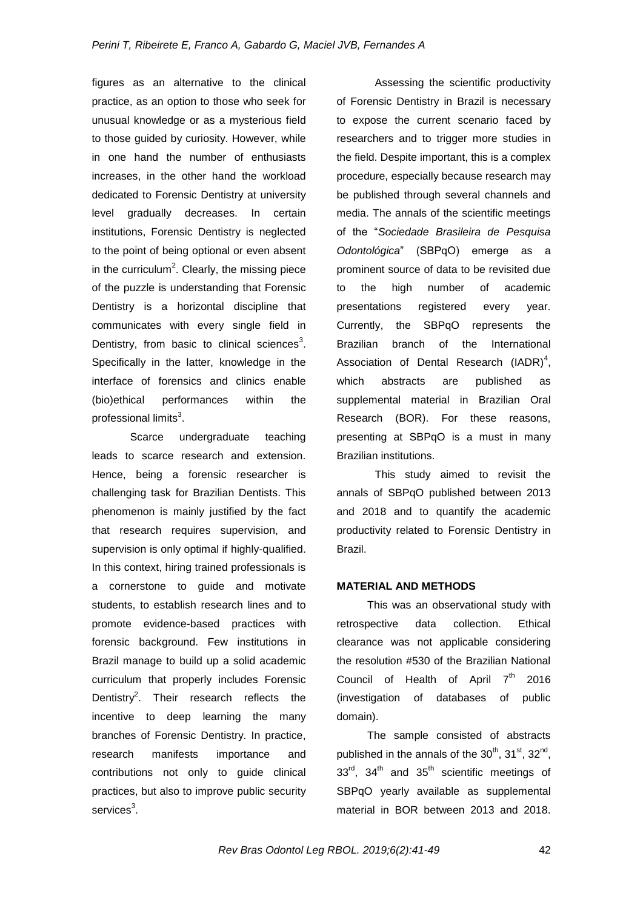figures as an alternative to the clinical practice, as an option to those who seek for unusual knowledge or as a mysterious field to those guided by curiosity. However, while in one hand the number of enthusiasts increases, in the other hand the workload dedicated to Forensic Dentistry at university level gradually decreases. In certain institutions, Forensic Dentistry is neglected to the point of being optional or even absent in the curriculum[2]. Clearly, the missing piece of the puzzle is understanding that Forensic Dentistry is a horizontal discipline that communicates with every single field in Dentistry, from basic to clinical sciences[3]. Specifically in the latter, knowledge in the interface of forensics and clinics enable (bio)ethical performances within the professional limits[3].

Scarce undergraduate teaching leads to scarce research and extension. Hence, being a forensic researcher is challenging task for Brazilian Dentists. This phenomenon is mainly justified by the fact that research requires supervision, and supervision is only optimal if highly-qualified. In this context, hiring trained professionals is a cornerstone to guide and motivate students, to establish research lines and to promote evidence-based practices with forensic background. Few institutions in Brazil manage to build up a solid academic curriculum that properly includes Forensic Dentistry[2]. Their research reflects the incentive to deep learning the many branches of Forensic Dentistry. In practice, research manifests importance and contributions not only to guide clinical practices, but also to improve public security services[3].

Assessing the scientific productivity of Forensic Dentistry in Brazil is necessary to expose the current scenario faced by researchers and to trigger more studies in the field. Despite important, this is a complex procedure, especially because research may be published through several channels and media. The annals of the scientific meetings of the "*Sociedade Brasileira de Pesquisa Odontológica*" (SBPqO) emerge as a prominent source of data to be revisited due to the high number of academic presentations registered every year. Currently, the SBPqO represents the Brazilian branch of the International Association of Dental Research (IADR)[4], which abstracts are published as supplemental material in Brazilian Oral Research (BOR). For these reasons, presenting at SBPqO is a must in many Brazilian institutions.

This study aimed to revisit the annals of SBPqO published between 2013 and 2018 and to quantify the academic productivity related to Forensic Dentistry in Brazil.

## MATERIAL AND METHODS

This was an observational study with retrospective data collection. Ethical clearance was not applicable considering the resolution #530 of the Brazilian National Council of Health of April 7th 2016 (investigation of databases of public domain).

The sample consisted of abstracts published in the annals of the 30th, 31st, 32nd, 33rd, 34th and 35th scientific meetings of SBPqO yearly available as supplemental material in BOR between 2013 and 2018.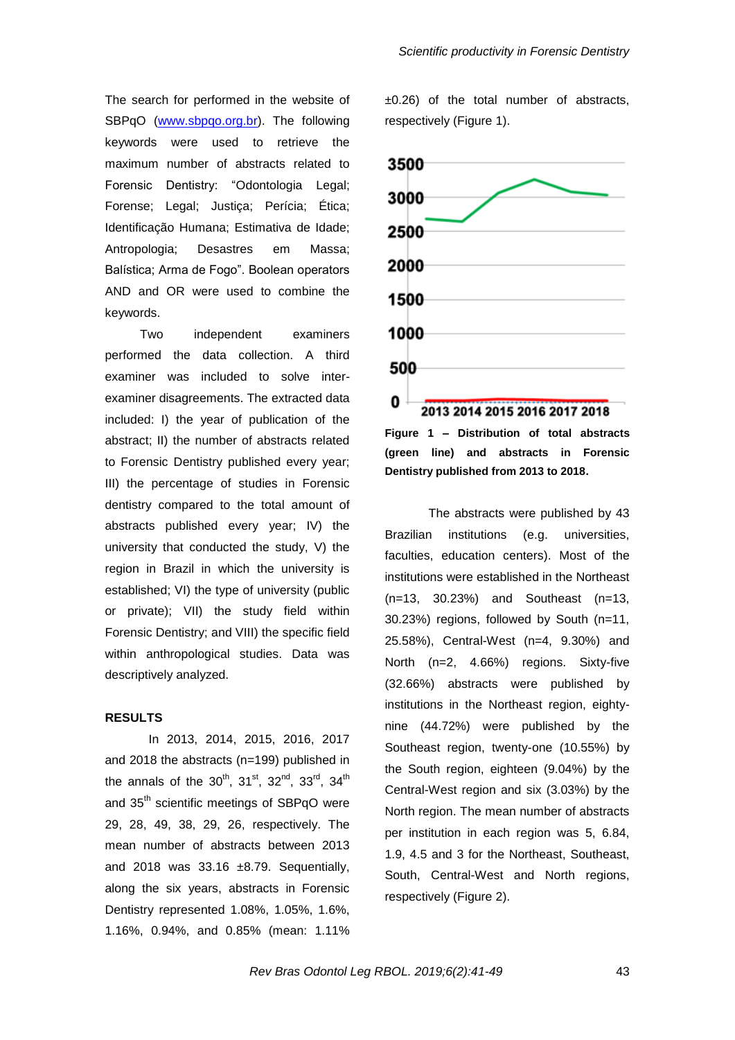The search for performed in the website of SBPqO (www.sbpqo.org.br). The following keywords were used to retrieve the maximum number of abstracts related to Forensic Dentistry: "Odontologia Legal; Forense; Legal; Justiça; Perícia; Ética; Identificação Humana; Estimativa de Idade; Antropologia; Desastres em Massa; Balística; Arma de Fogo". Boolean operators AND and OR were used to combine the keywords.

Two independent examiners performed the data collection. A third examiner was included to solve inter-examiner disagreements. The extracted data included: I) the year of publication of the abstract; II) the number of abstracts related to Forensic Dentistry published every year; III) the percentage of studies in Forensic dentistry compared to the total amount of abstracts published every year; IV) the university that conducted the study, V) the region in Brazil in which the university is established; VI) the type of university (public or private); VII) the study field within Forensic Dentistry; and VIII) the specific field within anthropological studies. Data was descriptively analyzed.

## RESULTS

In 2013, 2014, 2015, 2016, 2017 and 2018 the abstracts (n=199) published in the annals of the 30th, 31st, 32nd, 33rd, 34th and 35th scientific meetings of SBPqO were 29, 28, 49, 38, 29, 26, respectively. The mean number of abstracts between 2013 and 2018 was 33.16 ±8.79. Sequentially, along the six years, abstracts in Forensic Dentistry represented 1.08%, 1.05%, 1.6%, 1.16%, 0.94%, and 0.85% (mean: 1.11% ±0.26) of the total number of abstracts, respectively (Figure 1).

**Figure 1 – Distribution of total abstracts (green line) and abstracts in Forensic Dentistry published from 2013 to 2018.**

The abstracts were published by 43 Brazilian institutions (e.g. universities, faculties, education centers). Most of the institutions were established in the Northeast (n=13, 30.23%) and Southeast (n=13, 30.23%) regions, followed by South (n=11, 25.58%), Central-West (n=4, 9.30%) and North (n=2, 4.66%) regions. Sixty-five (32.66%) abstracts were published by institutions in the Northeast region, eighty-nine (44.72%) were published by the Southeast region, twenty-one (10.55%) by the South region, eighteen (9.04%) by the Central-West region and six (3.03%) by the North region. The mean number of abstracts per institution in each region was 5, 6.84, 1.9, 4.5 and 3 for the Northeast, Southeast, South, Central-West and North regions, respectively (Figure 2).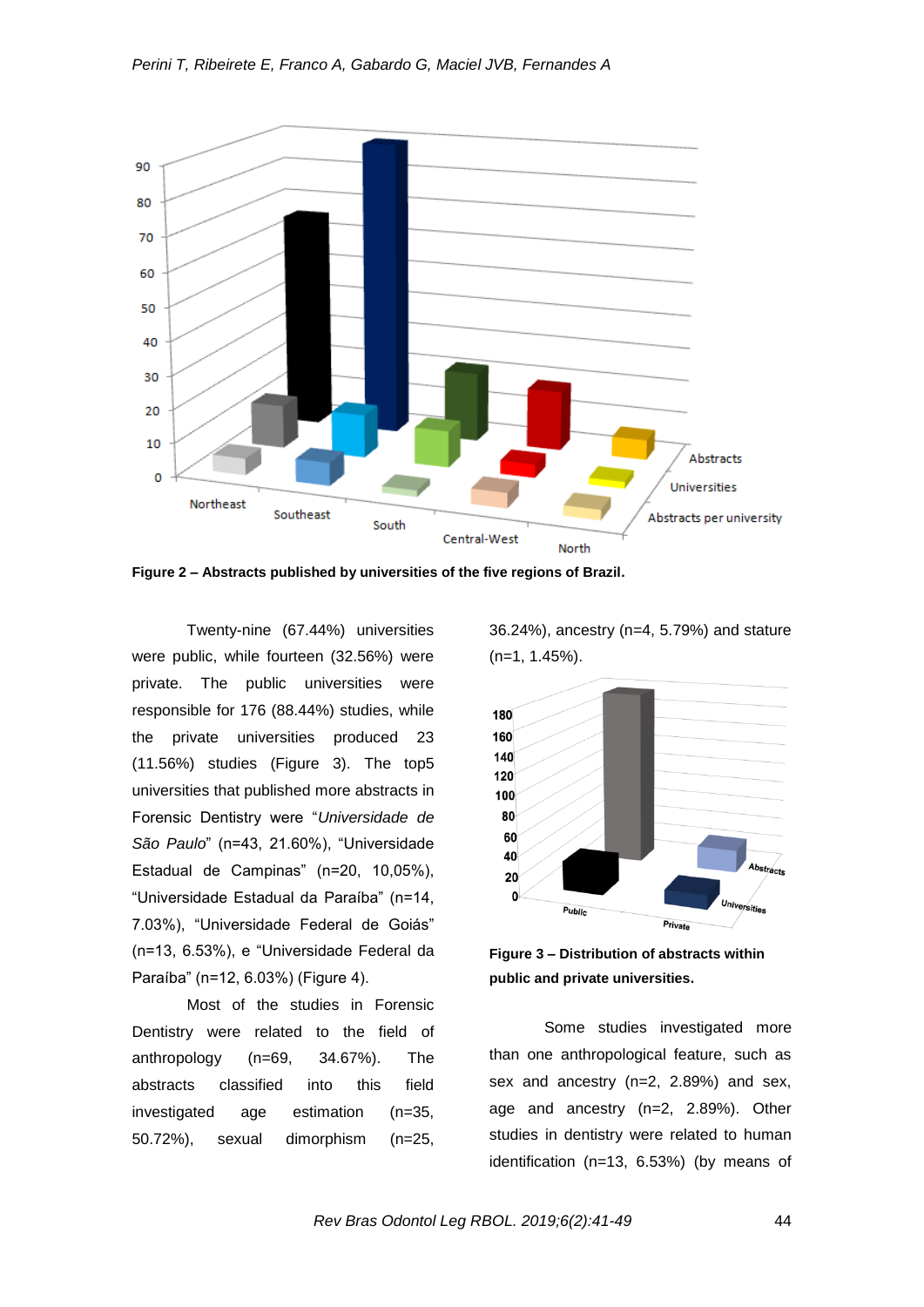Figure 2 – Abstracts published by universities of the five regions of Brazil.

Twenty-nine (67.44%) universities were public, while fourteen (32.56%) were private. The public universities were responsible for 176 (88.44%) studies, while the private universities produced 23 (11.56%) studies (Figure 3). The top5 universities that published more abstracts in Forensic Dentistry were "*Universidade de São Paulo*" (n=43, 21.60%), "Universidade Estadual de Campinas" (n=20, 10,05%), "Universidade Estadual da Paraíba" (n=14, 7.03%), "Universidade Federal de Goiás" (n=13, 6.53%), e "Universidade Federal da Paraíba" (n=12, 6.03%) (Figure 4).

Most of the studies in Forensic Dentistry were related to the field of anthropology (n=69, 34.67%). The abstracts classified into this field investigated age estimation (n=35, 50.72%), sexual dimorphism (n=25, 36.24%), ancestry (n=4, 5.79%) and stature (n=1, 1.45%).

Figure 3 – Distribution of abstracts within public and private universities.

Some studies investigated more than one anthropological feature, such as sex and ancestry (n=2, 2.89%) and sex, age and ancestry (n=2, 2.89%). Other studies in dentistry were related to human identification (n=13, 6.53%) (by means of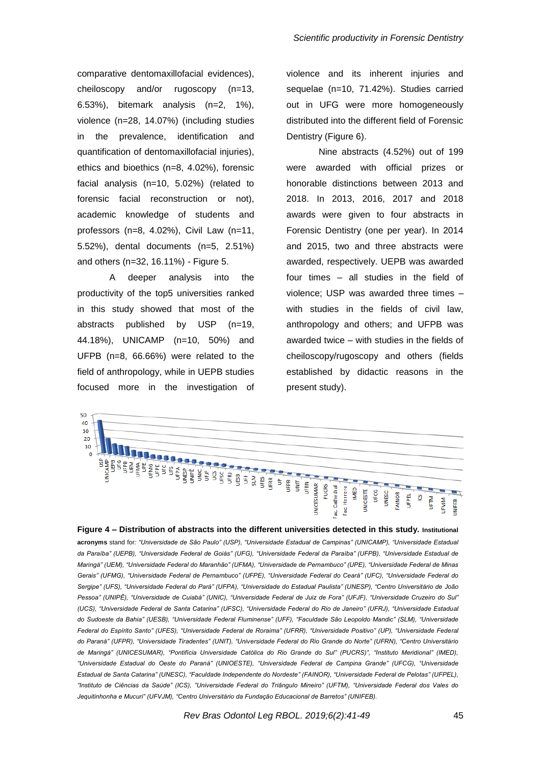comparative dentomaxillofacial evidences), cheiloscopy and/or rugoscopy (n=13, 6.53%), bitemark analysis (n=2, 1%), violence (n=28, 14.07%) (including studies in the prevalence, identification and quantification of dentomaxillofacial injuries), ethics and bioethics (n=8, 4.02%), forensic facial analysis (n=10, 5.02%) (related to forensic facial reconstruction or not), academic knowledge of students and professors (n=8, 4.02%), Civil Law (n=11, 5.52%), dental documents (n=5, 2.51%) and others (n=32, 16.11%) - Figure 5.

A deeper analysis into the productivity of the top5 universities ranked in this study showed that most of the abstracts published by USP (n=19, 44.18%), UNICAMP (n=10, 50%) and UFPB (n=8, 66.66%) were related to the field of anthropology, while in UEPB studies focused more in the investigation of violence and its inherent injuries and sequelae (n=10, 71.42%). Studies carried out in UFG were more homogeneously distributed into the different field of Forensic Dentistry (Figure 6).

Nine abstracts (4.52%) out of 199 were awarded with official prizes or honorable distinctions between 2013 and 2018. In 2013, 2016, 2017 and 2018 awards were given to four abstracts in Forensic Dentistry (one per year). In 2014 and 2015, two and three abstracts were awarded, respectively. UEPB was awarded four times – all studies in the field of violence; USP was awarded three times – with studies in the fields of civil law, anthropology and others; and UFPB was awarded twice – with studies in the fields of cheiloscopy/rugoscopy and others (fields established by didactic reasons in the present study).

**Figure 4 – Distribution of abstracts into the different universities detected in this study.** **Institutional acronyms** stand for: *"Universidade de São Paulo" (USP), "Universidade Estadual de Campinas" (UNICAMP), "Universidade Estadual da Paraíba" (UEPB), "Universidade Federal de Goiás" (UFG), "Universidade Federal da Paraíba" (UFPB), "Universidade Estadual de Maringá" (UEM), "Universidade Federal do Maranhão" (UFMA), "Universidade de Pernambuco" (UPE), "Universidade Federal de Minas Gerais" (UFMG), "Universidade Federal de Pernambuco" (UFPE), "Universidade Federal do Ceará" (UFC), "Universidade Federal de Sergipe" (UFS), "Universidade Federal do Pará" (UFPA), "Universidade do Estadual Paulista" (UNESP), "Centro Universitário de João Pessoa" (UNIPÊ), "Universidade de Cuiabá" (UNIC), "Universidade Federal de Juiz de Fora" (UFJF), "Universidade Cruzeiro do Sul" (UCS), "Universidade Federal de Santa Catarina" (UFSC), "Universidade Federal do Rio de Janeiro" (UFRJ), "Universidade Estadual do Sudoeste da Bahia" (UESB), "Universidade Federal Fluminense" (UFF), "Faculdade São Leopoldo Mandic" (SLM), "Universidade Federal do Espírito Santo" (UFES), "Universidade Federal de Roraima" (UFRR), "Universidade Positivo" (UP), "Universidade Federal do Paraná" (UFPR), "Universidade Tiradentes" (UNIT), "Universidade Federal do Rio Grande do Norte" (UFRN), "Centro Universitário de Maringá" (UNICESUMAR), "Pontifícia Universidade Católica do Rio Grande do Sul" (PUCRS)", "Instituto Meridional" (IMED), "Universidade Estadual do Oeste do Paraná" (UNIOESTE), "Universidade Federal de Campina Grande" (UFCG), "Universidade Estadual de Santa Catarina" (UNESC), "Faculdade Independente do Nordeste" (FAINOR), "Universidade Federal de Pelotas" (UFPEL), "Instituto de Ciências da Saúde" (ICS), "Universidade Federal do Triângulo Mineiro" (UFTM), "Universidade Federal dos Vales do Jequitinhonha e Mucuri" (UFVJM), "Centro Universitário da Fundação Educacional de Barretos" (UNIFEB).*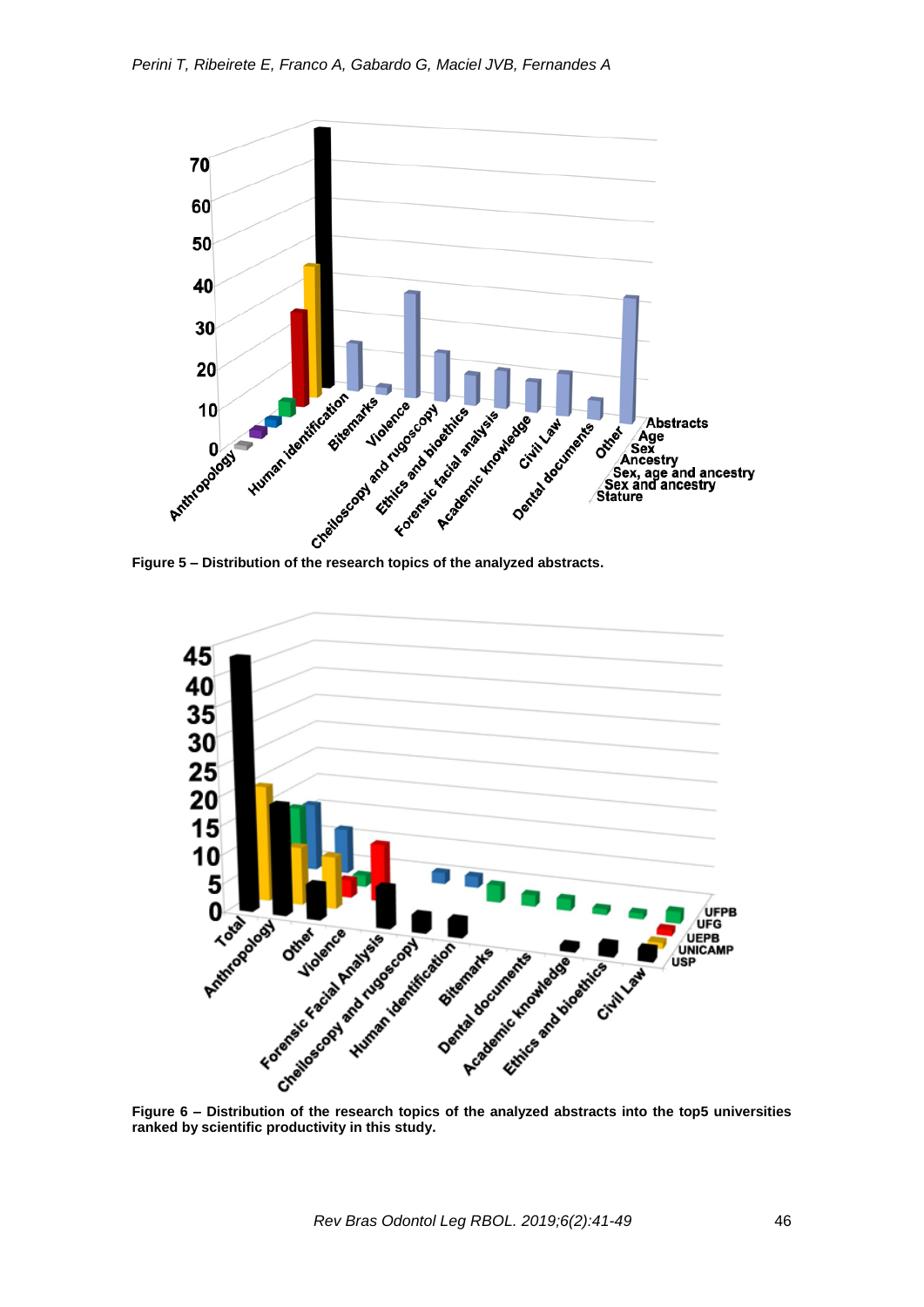**Figure 5 – Distribution of the research topics of the analyzed abstracts.**

**Figure 6 – Distribution of the research topics of the analyzed abstracts into the top5 universities ranked by scientific productivity in this study.**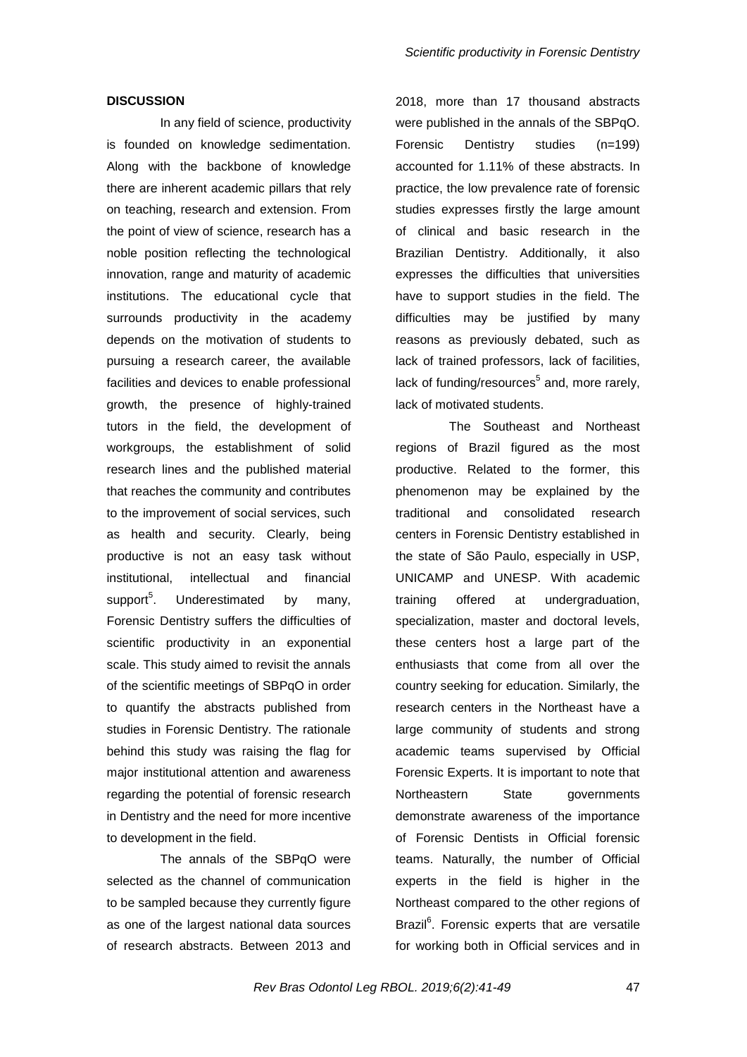## DISCUSSION

In any field of science, productivity is founded on knowledge sedimentation. Along with the backbone of knowledge there are inherent academic pillars that rely on teaching, research and extension. From the point of view of science, research has a noble position reflecting the technological innovation, range and maturity of academic institutions. The educational cycle that surrounds productivity in the academy depends on the motivation of students to pursuing a research career, the available facilities and devices to enable professional growth, the presence of highly-trained tutors in the field, the development of workgroups, the establishment of solid research lines and the published material that reaches the community and contributes to the improvement of social services, such as health and security. Clearly, being productive is not an easy task without institutional, intellectual and financial support[5]. Underestimated by many, Forensic Dentistry suffers the difficulties of scientific productivity in an exponential scale. This study aimed to revisit the annals of the scientific meetings of SBPqO in order to quantify the abstracts published from studies in Forensic Dentistry. The rationale behind this study was raising the flag for major institutional attention and awareness regarding the potential of forensic research in Dentistry and the need for more incentive to development in the field.

The annals of the SBPqO were selected as the channel of communication to be sampled because they currently figure as one of the largest national data sources of research abstracts. Between 2013 and 2018, more than 17 thousand abstracts were published in the annals of the SBPqO. Forensic Dentistry studies (n=199) accounted for 1.11% of these abstracts. In practice, the low prevalence rate of forensic studies expresses firstly the large amount of clinical and basic research in the Brazilian Dentistry. Additionally, it also expresses the difficulties that universities have to support studies in the field. The difficulties may be justified by many reasons as previously debated, such as lack of trained professors, lack of facilities, lack of funding/resources[5] and, more rarely, lack of motivated students.

The Southeast and Northeast regions of Brazil figured as the most productive. Related to the former, this phenomenon may be explained by the traditional and consolidated research centers in Forensic Dentistry established in the state of São Paulo, especially in USP, UNICAMP and UNESP. With academic training offered at undergraduation, specialization, master and doctoral levels, these centers host a large part of the enthusiasts that come from all over the country seeking for education. Similarly, the research centers in the Northeast have a large community of students and strong academic teams supervised by Official Forensic Experts. It is important to note that Northeastern State governments demonstrate awareness of the importance of Forensic Dentists in Official forensic teams. Naturally, the number of Official experts in the field is higher in the Northeast compared to the other regions of Brazil[6]. Forensic experts that are versatile for working both in Official services and in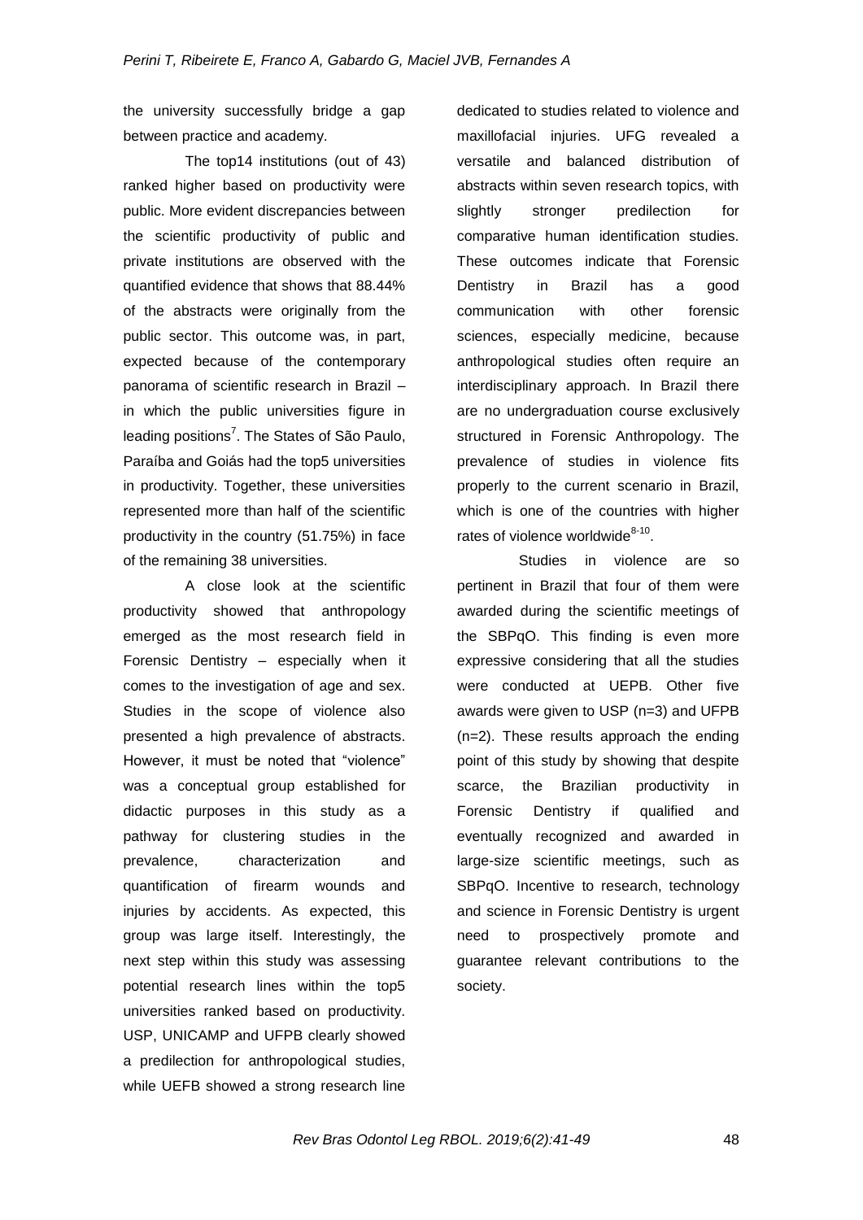the university successfully bridge a gap between practice and academy.

The top14 institutions (out of 43) ranked higher based on productivity were public. More evident discrepancies between the scientific productivity of public and private institutions are observed with the quantified evidence that shows that 88.44% of the abstracts were originally from the public sector. This outcome was, in part, expected because of the contemporary panorama of scientific research in Brazil – in which the public universities figure in leading positions[7]. The States of São Paulo, Paraíba and Goiás had the top5 universities in productivity. Together, these universities represented more than half of the scientific productivity in the country (51.75%) in face of the remaining 38 universities.

A close look at the scientific productivity showed that anthropology emerged as the most research field in Forensic Dentistry – especially when it comes to the investigation of age and sex. Studies in the scope of violence also presented a high prevalence of abstracts. However, it must be noted that "violence" was a conceptual group established for didactic purposes in this study as a pathway for clustering studies in the prevalence, characterization and quantification of firearm wounds and injuries by accidents. As expected, this group was large itself. Interestingly, the next step within this study was assessing potential research lines within the top5 universities ranked based on productivity. USP, UNICAMP and UFPB clearly showed a predilection for anthropological studies, while UEFB showed a strong research line dedicated to studies related to violence and maxillofacial injuries. UFG revealed a versatile and balanced distribution of abstracts within seven research topics, with slightly stronger predilection for comparative human identification studies. These outcomes indicate that Forensic Dentistry in Brazil has a good communication with other forensic sciences, especially medicine, because anthropological studies often require an interdisciplinary approach. In Brazil there are no undergraduation course exclusively structured in Forensic Anthropology. The prevalence of studies in violence fits properly to the current scenario in Brazil, which is one of the countries with higher rates of violence worldwide[8-10].

Studies in violence are so pertinent in Brazil that four of them were awarded during the scientific meetings of the SBPqO. This finding is even more expressive considering that all the studies were conducted at UEPB. Other five awards were given to USP (n=3) and UFPB (n=2). These results approach the ending point of this study by showing that despite scarce, the Brazilian productivity in Forensic Dentistry if qualified and eventually recognized and awarded in large-size scientific meetings, such as SBPqO. Incentive to research, technology and science in Forensic Dentistry is urgent need to prospectively promote and guarantee relevant contributions to the society.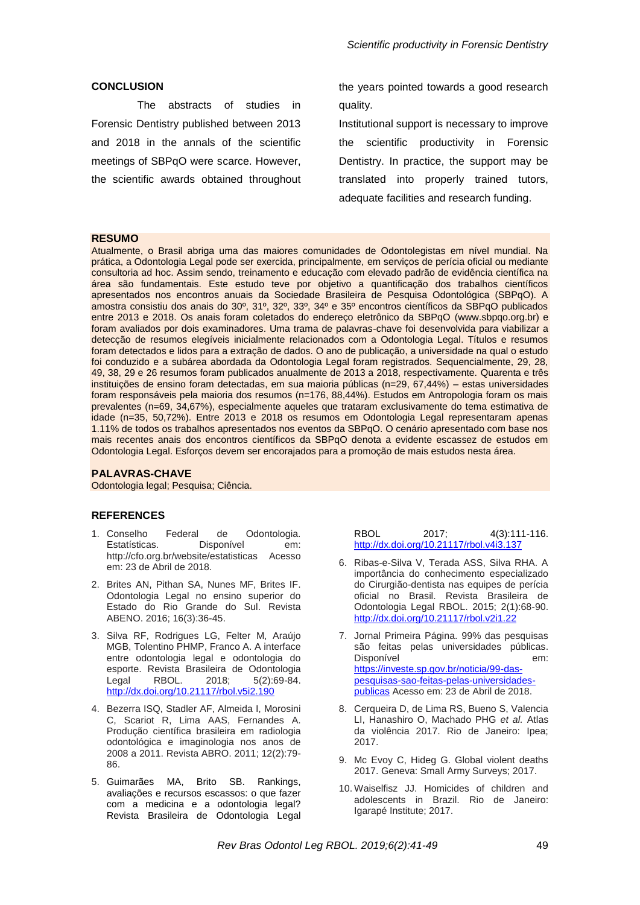## CONCLUSION

The abstracts of studies in Forensic Dentistry published between 2013 and 2018 in the annals of the scientific meetings of SBPqO were scarce. However, the scientific awards obtained throughout the years pointed towards a good research quality.

Institutional support is necessary to improve the scientific productivity in Forensic Dentistry. In practice, the support may be translated into properly trained tutors, adequate facilities and research funding.

## RESUMO

Atualmente, o Brasil abriga uma das maiores comunidades de Odontolegistas em nível mundial. Na prática, a Odontologia Legal pode ser exercida, principalmente, em serviços de perícia oficial ou mediante consultoria ad hoc. Assim sendo, treinamento e educação com elevado padrão de evidência científica na área são fundamentais. Este estudo teve por objetivo a quantificação dos trabalhos científicos apresentados nos encontros anuais da Sociedade Brasileira de Pesquisa Odontológica (SBPqO). A amostra consistiu dos anais do 30º, 31º, 32º, 33º, 34º e 35º encontros científicos da SBPqO publicados entre 2013 e 2018. Os anais foram coletados do endereço eletrônico da SBPqO (www.sbpqo.org.br) e foram avaliados por dois examinadores. Uma trama de palavras-chave foi desenvolvida para viabilizar a detecção de resumos elegíveis inicialmente relacionados com a Odontologia Legal. Títulos e resumos foram detectados e lidos para a extração de dados. O ano de publicação, a universidade na qual o estudo foi conduzido e a subárea abordada da Odontologia Legal foram registrados. Sequencialmente, 29, 28, 49, 38, 29 e 26 resumos foram publicados anualmente de 2013 a 2018, respectivamente. Quarenta e três instituições de ensino foram detectadas, em sua maioria públicas (n=29, 67,44%) – estas universidades foram responsáveis pela maioria dos resumos (n=176, 88,44%). Estudos em Antropologia foram os mais prevalentes (n=69, 34,67%), especialmente aqueles que trataram exclusivamente do tema estimativa de idade (n=35, 50,72%). Entre 2013 e 2018 os resumos em Odontologia Legal representaram apenas 1.11% de todos os trabalhos apresentados nos eventos da SBPqO. O cenário apresentado com base nos mais recentes anais dos encontros científicos da SBPqO denota a evidente escassez de estudos em Odontologia Legal. Esforços devem ser encorajados para a promoção de mais estudos nesta área.

## PALAVRAS-CHAVE

Odontologia legal; Pesquisa; Ciência.

## REFERENCES

1. Conselho Federal de Odontologia. Estatísticas. Disponível em: http://cfo.org.br/website/estatisticas Acesso em: 23 de Abril de 2018.
2. Brites AN, Pithan SA, Nunes MF, Brites IF. Odontologia Legal no ensino superior do Estado do Rio Grande do Sul. Revista ABENO. 2016; 16(3):36-45.
3. Silva RF, Rodrigues LG, Felter M, Araújo MGB, Tolentino PHMP, Franco A. A interface entre odontologia legal e odontologia do esporte. Revista Brasileira de Odontologia Legal RBOL. 2018; 5(2):69-84. http://dx.doi.org/10.21117/rbol.v5i2.190
4. Bezerra ISQ, Stadler AF, Almeida I, Morosini C, Scariot R, Lima AAS, Fernandes A. Produção científica brasileira em radiologia odontológica e imaginologia nos anos de 2008 a 2011. Revista ABRO. 2011; 12(2):79-86.
5. Guimarães MA, Brito SB. Rankings, avaliações e recursos escassos: o que fazer com a medicina e a odontologia legal? Revista Brasileira de Odontologia Legal RBOL 2017; 4(3):111-116. http://dx.doi.org/10.21117/rbol.v4i3.137
6. Ribas-e-Silva V, Terada ASS, Silva RHA. A importância do conhecimento especializado do Cirurgião-dentista nas equipes de perícia oficial no Brasil. Revista Brasileira de Odontologia Legal RBOL. 2015; 2(1):68-90. http://dx.doi.org/10.21117/rbol.v2i1.22
7. Jornal Primeira Página. 99% das pesquisas são feitas pelas universidades públicas. Disponível em: https://investe.sp.gov.br/noticia/99-das-pesquisas-sao-feitas-pelas-universidades-publicas Acesso em: 23 de Abril de 2018.
8. Cerqueira D, de Lima RS, Bueno S, Valencia LI, Hanashiro O, Machado PHG *et al.* Atlas da violência 2017. Rio de Janeiro: Ipea; 2017.
9. Mc Evoy C, Hideg G. Global violent deaths 2017. Geneva: Small Army Surveys; 2017.
10. Waiselfisz JJ. Homicides of children and adolescents in Brazil. Rio de Janeiro: Igarapé Institute; 2017.